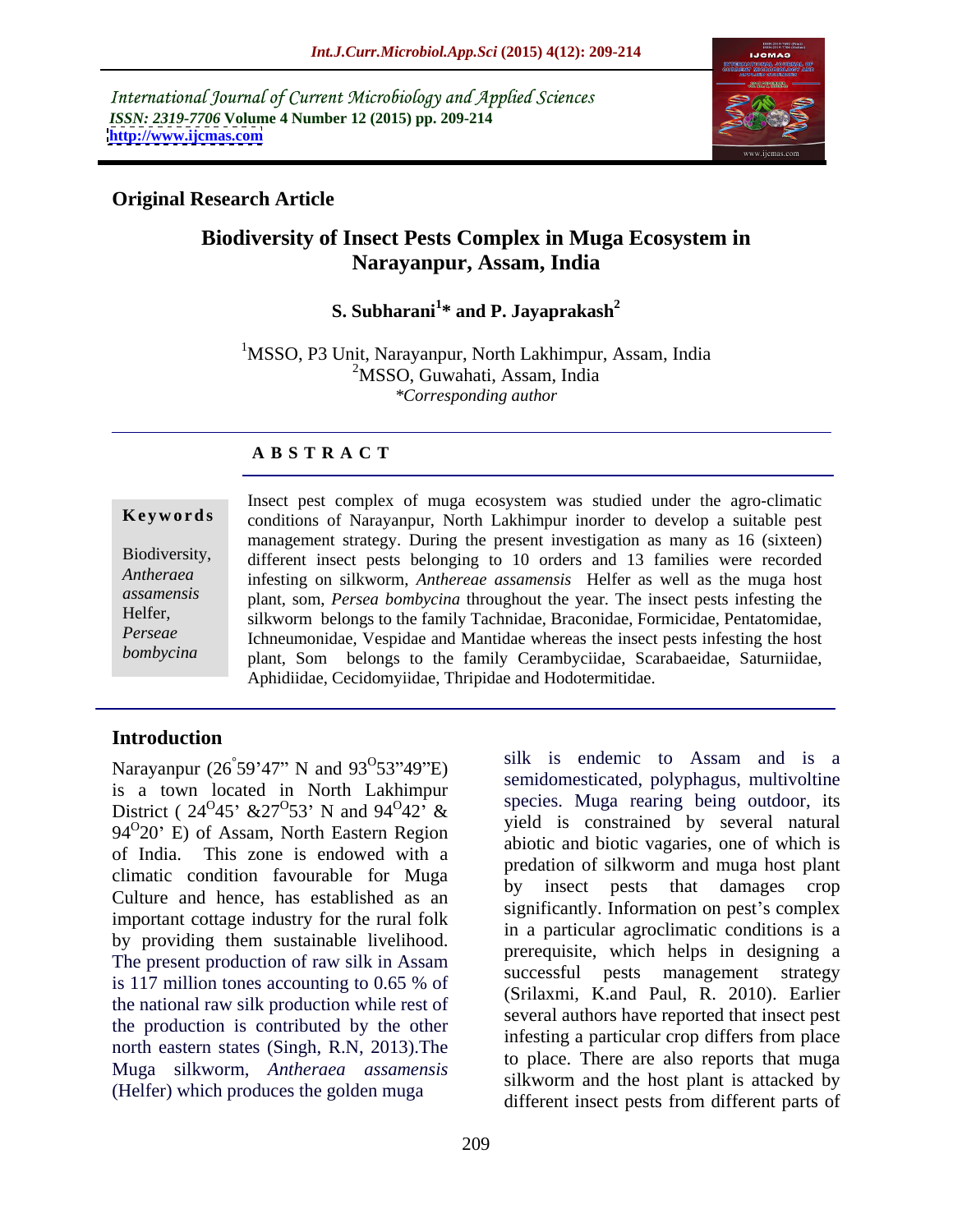International Journal of Current Microbiology and Applied Sciences
*ISSN: 2319-7706* **Volume 4 Number 12 (2015) pp. 209-214**
**http://www.ijcmas.com**

**Original Research Article**

# Biodiversity of Insect Pests Complex in Muga Ecosystem in Narayanpur, Assam, India

**S. Subharani[1]* and P. Jayaprakash[2]**

[1]MSSO, P3 Unit, Narayanpur, North Lakhimpur, Assam, India
[2]MSSO, Guwahati, Assam, India
*\*Corresponding author*

## ABSTRACT

**Keywords**

Biodiversity, *Antheraea assamensis* Helfer, *Perseae bombycina*

Insect pest complex of muga ecosystem was studied under the agro-climatic conditions of Narayanpur, North Lakhimpur inorder to develop a suitable pest management strategy. During the present investigation as many as 16 (sixteen) different insect pests belonging to 10 orders and 13 families were recorded infesting on silkworm, *Anthereae assamensis* Helfer as well as the muga host plant, som, *Persea bombycina* throughout the year. The insect pests infesting the silkworm belongs to the family Tachnidae, Braconidae, Formicidae, Pentatomidae, Ichneumonidae, Vespidae and Mantidae whereas the insect pests infesting the host plant, Som belongs to the family Cerambyciidae, Scarabaeidae, Saturniidae, Aphidiidae, Cecidomyiidae, Thripidae and Hodotermitidae.

## Introduction

Narayanpur ($26^{\circ}59'47"$ N and $93^{O}53"49"$E) is a town located in North Lakhimpur District ( $24^{O}45'$ &$27^{O}53'$ N and $94^{O}42'$ & $94^{O}20'$ E) of Assam, North Eastern Region of India. This zone is endowed with a climatic condition favourable for Muga Culture and hence, has established as an important cottage industry for the rural folk by providing them sustainable livelihood. The present production of raw silk in Assam is 117 million tones accounting to 0.65 % of the national raw silk production while rest of the production is contributed by the other north eastern states (Singh, R.N, 2013).The Muga silkworm, *Antheraea assamensis* (Helfer) which produces the golden muga silk is endemic to Assam and is a semidomesticated, polyphagus, multivoltine species. Muga rearing being outdoor, its yield is constrained by several natural abiotic and biotic vagaries, one of which is predation of silkworm and muga host plant by insect pests that damages crop significantly. Information on pest's complex in a particular agroclimatic conditions is a prerequisite, which helps in designing a successful pests management strategy (Srilaxmi, K.and Paul, R. 2010). Earlier several authors have reported that insect pest infesting a particular crop differs from place to place. There are also reports that muga silkworm and the host plant is attacked by different insect pests from different parts of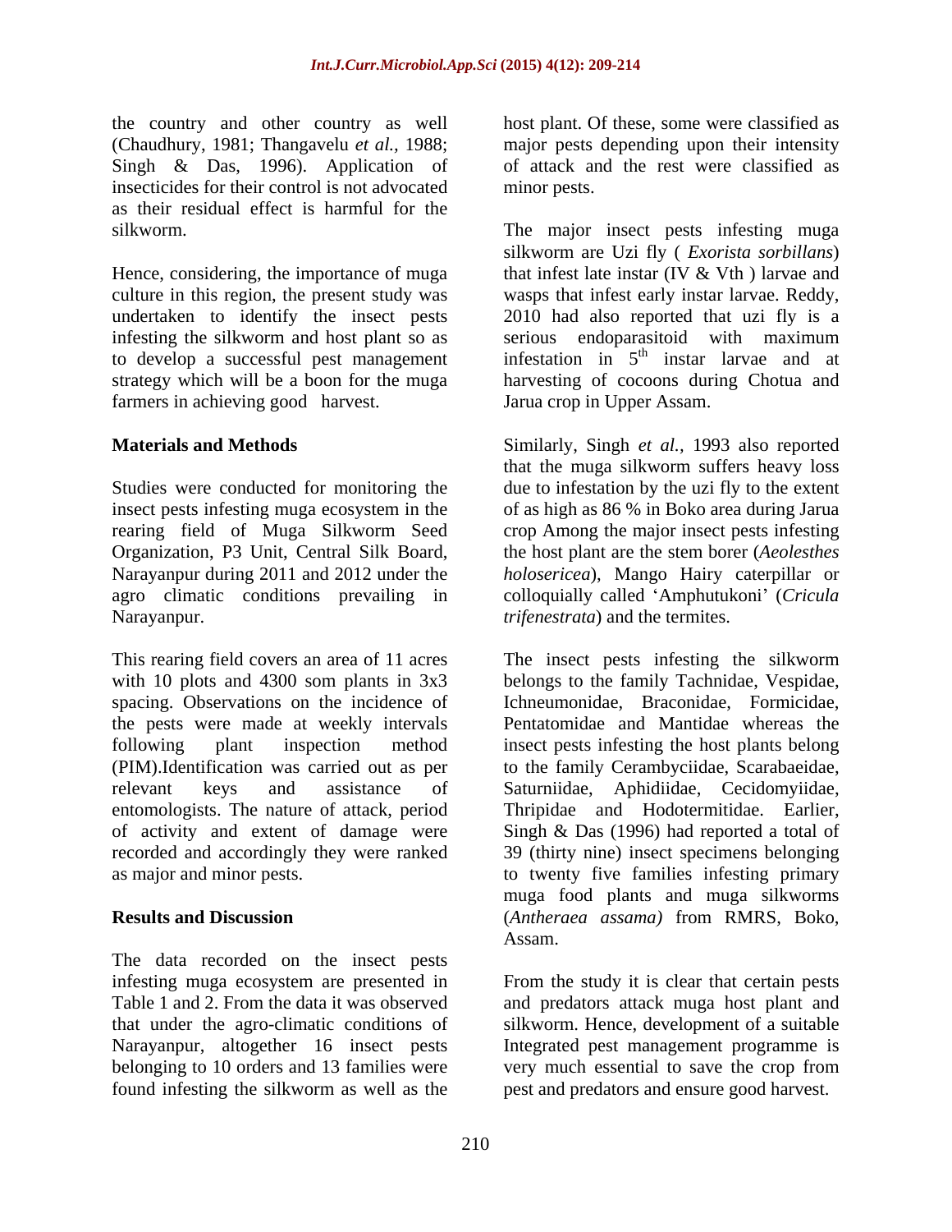the country and other country as well (Chaudhury, 1981; Thangavelu *et al.,* 1988; Singh & Das, 1996). Application of insecticides for their control is not advocated as their residual effect is harmful for the silkworm.

Hence, considering, the importance of muga culture in this region, the present study was undertaken to identify the insect pests infesting the silkworm and host plant so as to develop a successful pest management strategy which will be a boon for the muga farmers in achieving good harvest.

## Materials and Methods

Studies were conducted for monitoring the insect pests infesting muga ecosystem in the rearing field of Muga Silkworm Seed Organization, P3 Unit, Central Silk Board, Narayanpur during 2011 and 2012 under the agro climatic conditions prevailing in Narayanpur.

This rearing field covers an area of 11 acres with 10 plots and 4300 som plants in 3x3 spacing. Observations on the incidence of the pests were made at weekly intervals following plant inspection method (PIM).Identification was carried out as per relevant keys and assistance of entomologists. The nature of attack, period of activity and extent of damage were recorded and accordingly they were ranked as major and minor pests.

## Results and Discussion

The data recorded on the insect pests infesting muga ecosystem are presented in Table 1 and 2. From the data it was observed that under the agro-climatic conditions of Narayanpur, altogether 16 insect pests belonging to 10 orders and 13 families were found infesting the silkworm as well as the host plant. Of these, some were classified as major pests depending upon their intensity of attack and the rest were classified as minor pests.

The major insect pests infesting muga silkworm are Uzi fly ( *Exorista sorbillans*) that infest late instar (IV & Vth ) larvae and wasps that infest early instar larvae. Reddy, 2010 had also reported that uzi fly is a serious endoparasitoid with maximum infestation in 5th instar larvae and at harvesting of cocoons during Chotua and Jarua crop in Upper Assam.

Similarly, Singh *et al.,* 1993 also reported that the muga silkworm suffers heavy loss due to infestation by the uzi fly to the extent of as high as 86 % in Boko area during Jarua crop Among the major insect pests infesting the host plant are the stem borer (*Aeolesthes holosericea*), Mango Hairy caterpillar or colloquially called 'Amphutukoni' (*Cricula trifenestrata*) and the termites.

The insect pests infesting the silkworm belongs to the family Tachnidae, Vespidae, Ichneumonidae, Braconidae, Formicidae, Pentatomidae and Mantidae whereas the insect pests infesting the host plants belong to the family Cerambyciidae, Scarabaeidae, Saturniidae, Aphidiidae, Cecidomyiidae, Thripidae and Hodotermitidae. Earlier, Singh & Das (1996) had reported a total of 39 (thirty nine) insect specimens belonging to twenty five families infesting primary muga food plants and muga silkworms (*Antheraea assama)* from RMRS, Boko, Assam.

From the study it is clear that certain pests and predators attack muga host plant and silkworm. Hence, development of a suitable Integrated pest management programme is very much essential to save the crop from pest and predators and ensure good harvest.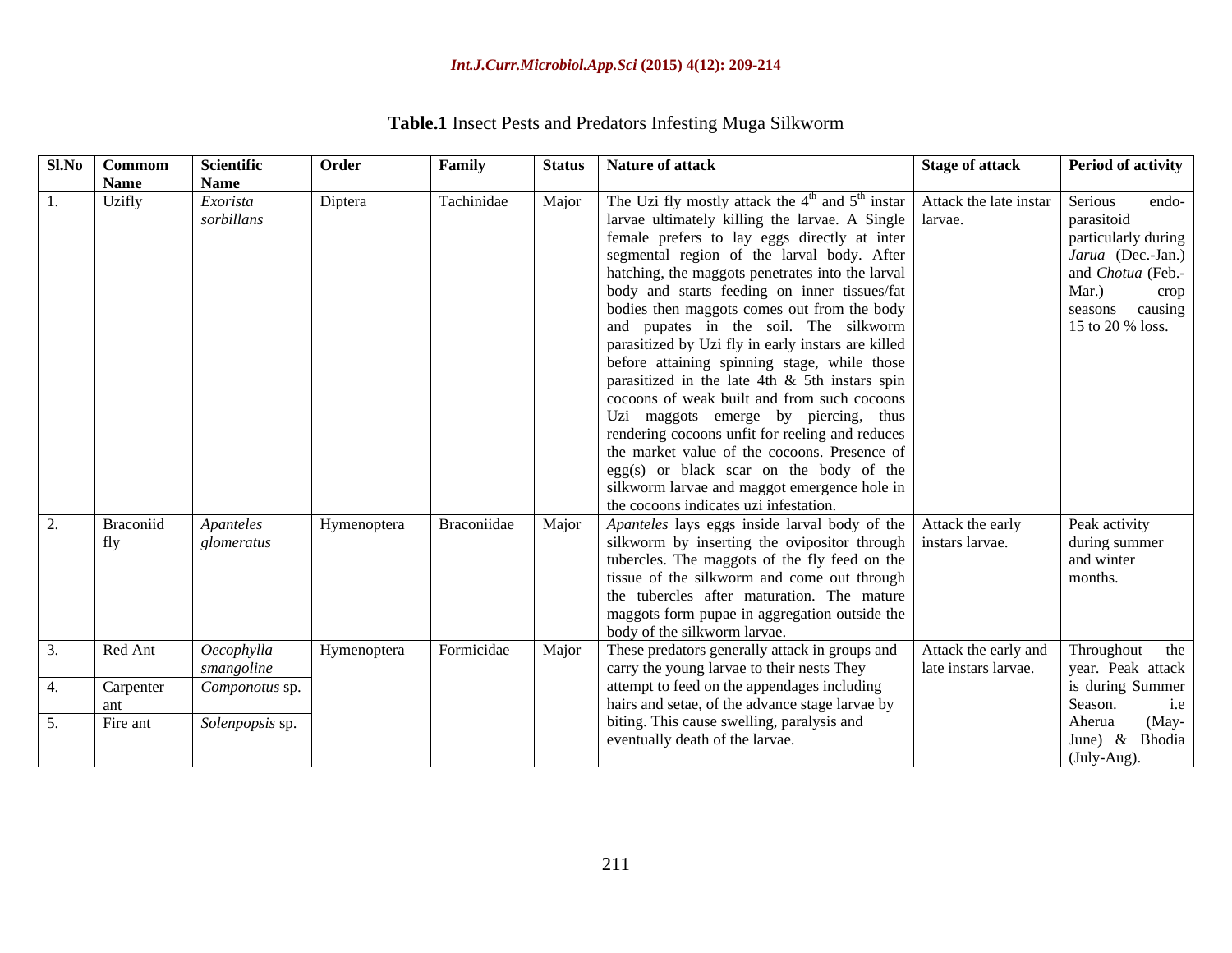**Table.1** Insect Pests and Predators Infesting Muga Silkworm

| Sl.No | Commom Name | Scientific Name | Order | Family | Status | Nature of attack | Stage of attack | Period of activity |
|---|---|---|---|---|---|---|---|---|
| 1. | Uzifly | *Exorista sorbillans* | Diptera | Tachinidae | Major | The Uzi fly mostly attack the $4^{th}$ and $5^{th}$ instar larvae ultimately killing the larvae. A Single female prefers to lay eggs directly at inter segmental region of the larval body. After hatching, the maggots penetrates into the larval body and starts feeding on inner tissues/fat bodies then maggots comes out from the body and pupates in the soil. The silkworm parasitized by Uzi fly in early instars are killed before attaining spinning stage, while those parasitized in the late 4th & 5th instars spin cocoons of weak built and from such cocoons Uzi maggots emerge by piercing, thus rendering cocoons unfit for reeling and reduces the market value of the cocoons. Presence of egg(s) or black scar on the body of the silkworm larvae and maggot emergence hole in the cocoons indicates uzi infestation. | Attack the late instar larvae. | Serious endo-parasitoid particularly during *Jarua* (Dec.-Jan.) and *Chotua* (Feb.-Mar.) crop seasons causing 15 to 20 % loss. |
| 2. | Braconiid fly | *Apanteles glomeratus* | Hymenoptera | Braconiidae | Major | *Apanteles* lays eggs inside larval body of the silkworm by inserting the ovipositor through tubercles. The maggots of the fly feed on the tissue of the silkworm and come out through the tubercles after maturation. The mature maggots form pupae in aggregation outside the body of the silkworm larvae. | Attack the early instars larvae. | Peak activity during summer and winter months. |
| 3. | Red Ant | *Oecophylla smangoline* | Hymenoptera | Formicidae | Major | These predators generally attack in groups and carry the young larvae to their nests They attempt to feed on the appendages including hairs and setae, of the advance stage larvae by biting. This cause swelling, paralysis and eventually death of the larvae. | Attack the early and late instars larvae. | Throughout the year. Peak attack is during Summer Season. i.e Aherua (May-June) & Bhodia (July-Aug). |
| 4. | Carpenter ant | *Componotus* sp. | | | | | | |
| 5. | Fire ant | *Solenpopsis* sp. | | | | | | |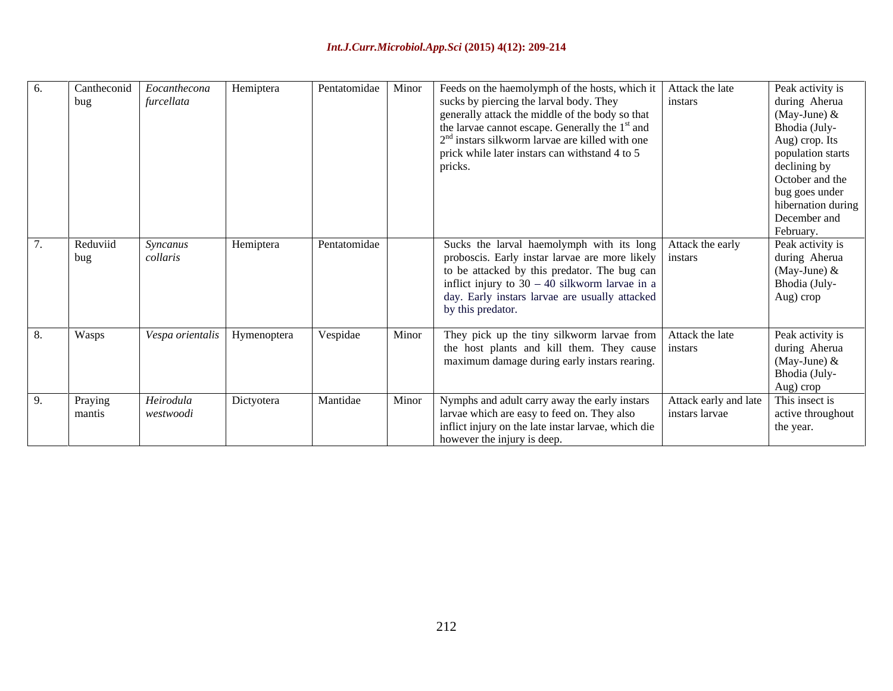| 6. | Cantheconid bug | *Eocanthecona furcellata* | Hemiptera | Pentatomidae | Minor | Feeds on the haemolymph of the hosts, which it sucks by piercing the larval body. They generally attack the middle of the body so that the larvae cannot escape. Generally the 1st and 2nd instars silkworm larvae are killed with one prick while later instars can withstand 4 to 5 pricks. | Attack the late instars | Peak activity is during Aherua (May-June) & Bhodia (July-Aug) crop. Its population starts declining by October and the bug goes under hibernation during December and February. |
|---|---|---|---|---|---|---|---|---|
| 7. | Reduviid bug | *Syncanus collaris* | Hemiptera | Pentatomidae | | Sucks the larval haemolymph with its long proboscis. Early instar larvae are more likely to be attacked by this predator. The bug can inflict injury to 30 – 40 silkworm larvae in a day. Early instars larvae are usually attacked by this predator. | Attack the early instars | Peak activity is during Aherua (May-June) & Bhodia (July-Aug) crop |
| 8. | Wasps | *Vespa orientalis* | Hymenoptera | Vespidae | Minor | They pick up the tiny silkworm larvae from the host plants and kill them. They cause maximum damage during early instars rearing. | Attack the late instars | Peak activity is during Aherua (May-June) & Bhodia (July-Aug) crop |
| 9. | Praying mantis | *Heirodula westwoodi* | Dictyotera | Mantidae | Minor | Nymphs and adult carry away the early instars larvae which are easy to feed on. They also inflict injury on the late instar larvae, which die however the injury is deep. | Attack early and late instars larvae | This insect is active throughout the year. |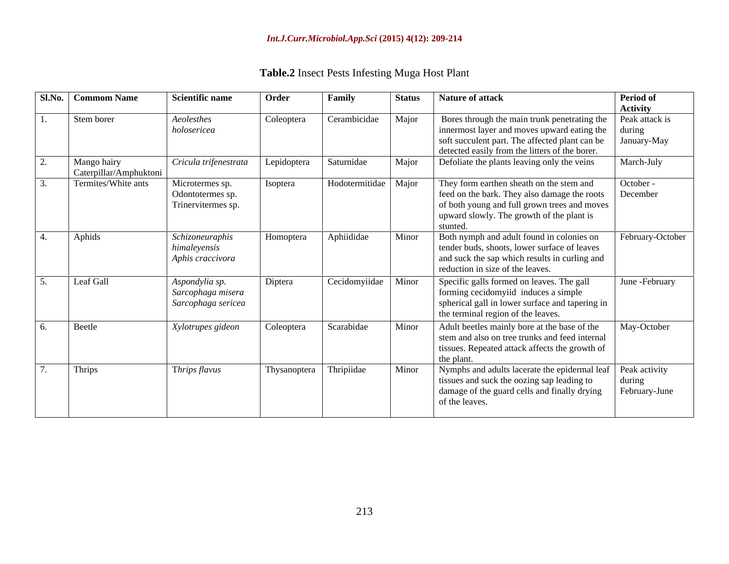**Table.2** Insect Pests Infesting Muga Host Plant

| Sl.No. | Commom Name | Scientific name | Order | Family | Status | Nature of attack | Period of Activity |
|---|---|---|---|---|---|---|---|
| 1. | Stem borer | *Aeolesthes holosericea* | Coleoptera | Cerambicidae | Major | Bores through the main trunk penetrating the innermost layer and moves upward eating the soft succulent part. The affected plant can be detected easily from the litters of the borer. | Peak attack is during January-May |
| 2. | Mango hairy Caterpillar/Amphuktoni | *Cricula trifenestrata* | Lepidoptera | Saturnidae | Major | Defoliate the plants leaving only the veins | March-July |
| 3. | Termites/White ants | Microtermes sp. Odontotermes sp. Trinervitermes sp. | Isoptera | Hodotermitidae | Major | They form earthen sheath on the stem and feed on the bark. They also damage the roots of both young and full grown trees and moves upward slowly. The growth of the plant is stunted. | October - December |
| 4. | Aphids | *Schizoneuraphis himaleyensis* *Aphis craccivora* | Homoptera | Aphiididae | Minor | Both nymph and adult found in colonies on tender buds, shoots, lower surface of leaves and suck the sap which results in curling and reduction in size of the leaves. | February-October |
| 5. | Leaf Gall | *Aspondylia sp.* *Sarcophaga misera* *Sarcophaga sericea* | Diptera | Cecidomyiidae | Minor | Specific galls formed on leaves. The gall forming cecidomyiid induces a simple spherical gall in lower surface and tapering in the terminal region of the leaves. | June -February |
| 6. | Beetle | *Xylotrupes gideon* | Coleoptera | Scarabidae | Minor | Adult beetles mainly bore at the base of the stem and also on tree trunks and feed internal tissues. Repeated attack affects the growth of the plant. | May-October |
| 7. | Thrips | *Thrips flavus* | Thysanoptera | Thripiidae | Minor | Nymphs and adults lacerate the epidermal leaf tissues and suck the oozing sap leading to damage of the guard cells and finally drying of the leaves. | Peak activity during February-June |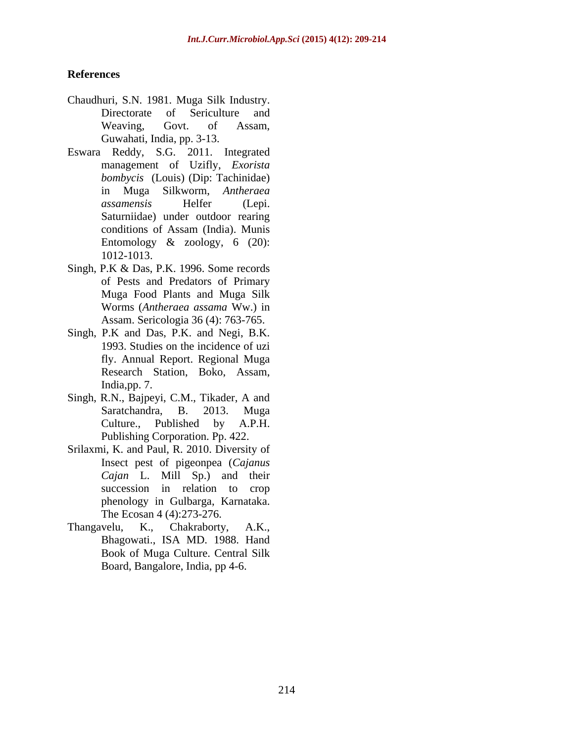## References

Chaudhuri, S.N. 1981. Muga Silk Industry. Directorate of Sericulture and Weaving, Govt. of Assam, Guwahati, India, pp. 3-13.

Eswara Reddy, S.G. 2011. Integrated management of Uzifly, *Exorista bombycis* (Louis) (Dip: Tachinidae) in Muga Silkworm, *Antheraea assamensis* Helfer (Lepi. Saturniidae) under outdoor rearing conditions of Assam (India). Munis Entomology & zoology, 6 (20): 1012-1013.

Singh, P.K & Das, P.K. 1996. Some records of Pests and Predators of Primary Muga Food Plants and Muga Silk Worms (*Antheraea assama* Ww.) in Assam. Sericologia 36 (4): 763-765.

Singh, P.K and Das, P.K. and Negi, B.K. 1993. Studies on the incidence of uzi fly. Annual Report. Regional Muga Research Station, Boko, Assam, India,pp. 7.

Singh, R.N., Bajpeyi, C.M., Tikader, A and Saratchandra, B. 2013. Muga Culture., Published by A.P.H. Publishing Corporation. Pp. 422.

Srilaxmi, K. and Paul, R. 2010. Diversity of Insect pest of pigeonpea (*Cajanus Cajan* L. Mill Sp.) and their succession in relation to crop phenology in Gulbarga, Karnataka. The Ecosan 4 (4):273-276.

Thangavelu, K., Chakraborty, A.K., Bhagowati., ISA MD. 1988. Hand Book of Muga Culture. Central Silk Board, Bangalore, India, pp 4-6.